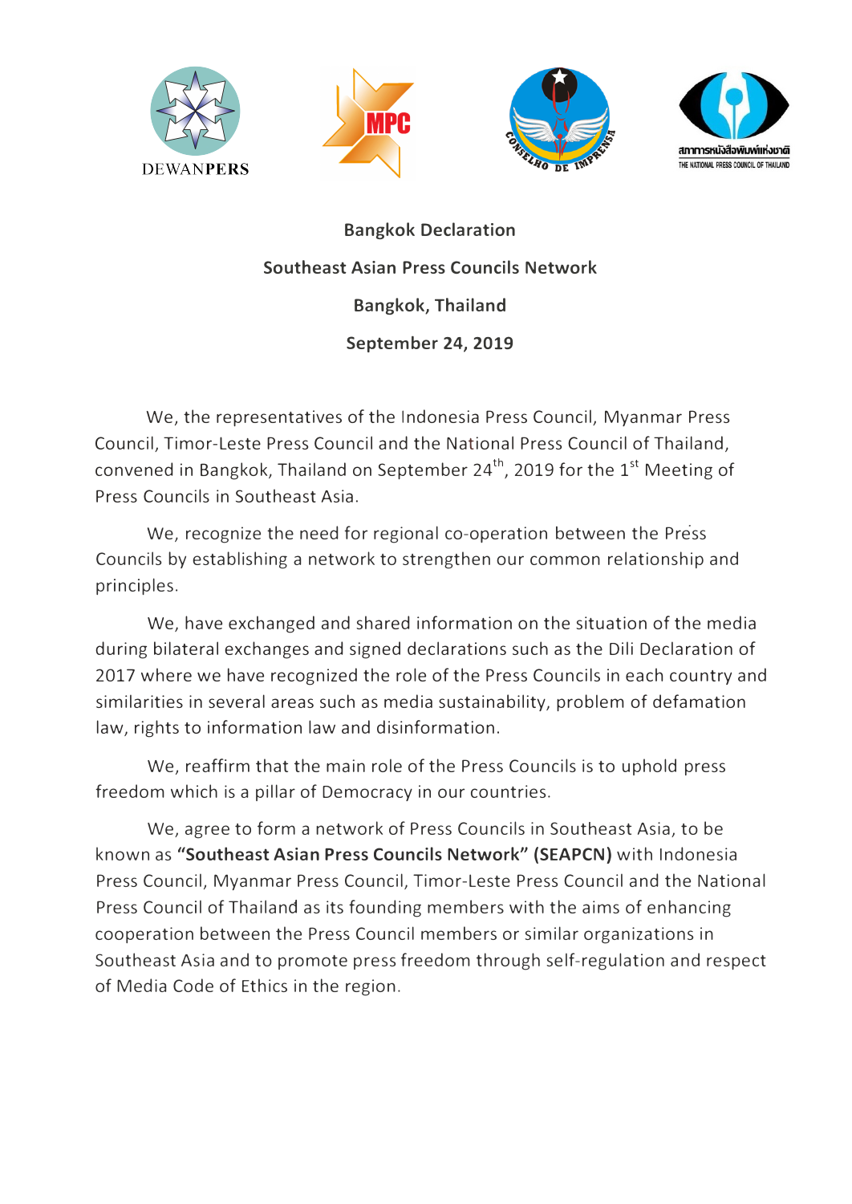DEWANPERS

MPC

CONSELHO DE IMPRENSA

สภาการหนังสือพิมพ์แห่งชาติ
THE NATIONAL PRESS COUNCIL OF THAILAND

**Bangkok Declaration**

**Southeast Asian Press Councils Network**

**Bangkok, Thailand**

**September 24, 2019**

We, the representatives of the Indonesia Press Council, Myanmar Press Council, Timor-Leste Press Council and the National Press Council of Thailand, convened in Bangkok, Thailand on September 24th, 2019 for the 1st Meeting of Press Councils in Southeast Asia.

We, recognize the need for regional co-operation between the Press Councils by establishing a network to strengthen our common relationship and principles.

We, have exchanged and shared information on the situation of the media during bilateral exchanges and signed declarations such as the Dili Declaration of 2017 where we have recognized the role of the Press Councils in each country and similarities in several areas such as media sustainability, problem of defamation law, rights to information law and disinformation.

We, reaffirm that the main role of the Press Councils is to uphold press freedom which is a pillar of Democracy in our countries.

We, agree to form a network of Press Councils in Southeast Asia, to be known as **"Southeast Asian Press Councils Network" (SEAPCN)** with Indonesia Press Council, Myanmar Press Council, Timor-Leste Press Council and the National Press Council of Thailand as its founding members with the aims of enhancing cooperation between the Press Council members or similar organizations in Southeast Asia and to promote press freedom through self-regulation and respect of Media Code of Ethics in the region.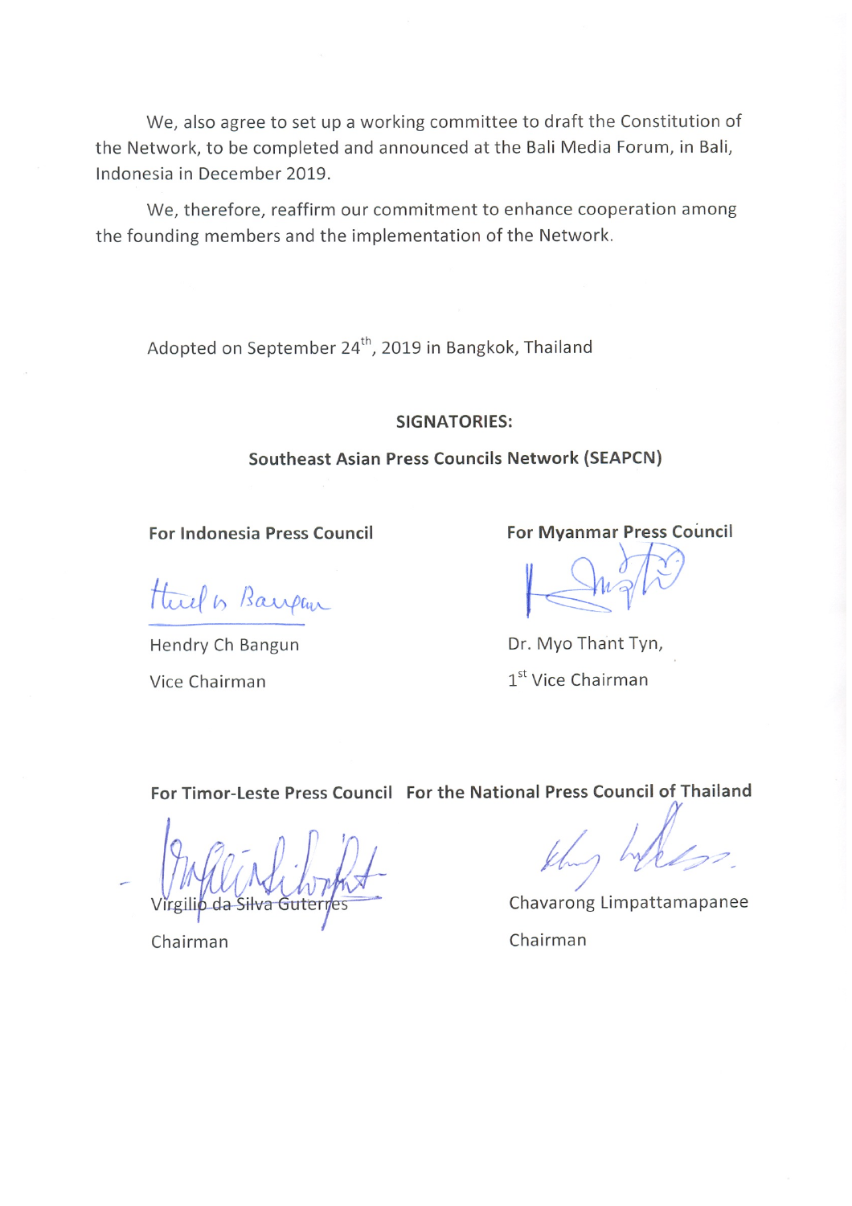We, also agree to set up a working committee to draft the Constitution of the Network, to be completed and announced at the Bali Media Forum, in Bali, Indonesia in December 2019.

We, therefore, reaffirm our commitment to enhance cooperation among the founding members and the implementation of the Network.

Adopted on September 24th, 2019 in Bangkok, Thailand

**SIGNATORIES:**

**Southeast Asian Press Councils Network (SEAPCN)**

**For Indonesia Press Council**

Hendry Ch Bangun

Vice Chairman

**For Myanmar Press Council**

Dr. Myo Thant Tyn,

1st Vice Chairman

**For Timor-Leste Press Council**

Virgilio da Silva Guterres

Chairman

**For the National Press Council of Thailand**

Chavarong Limpattamapanee

Chairman